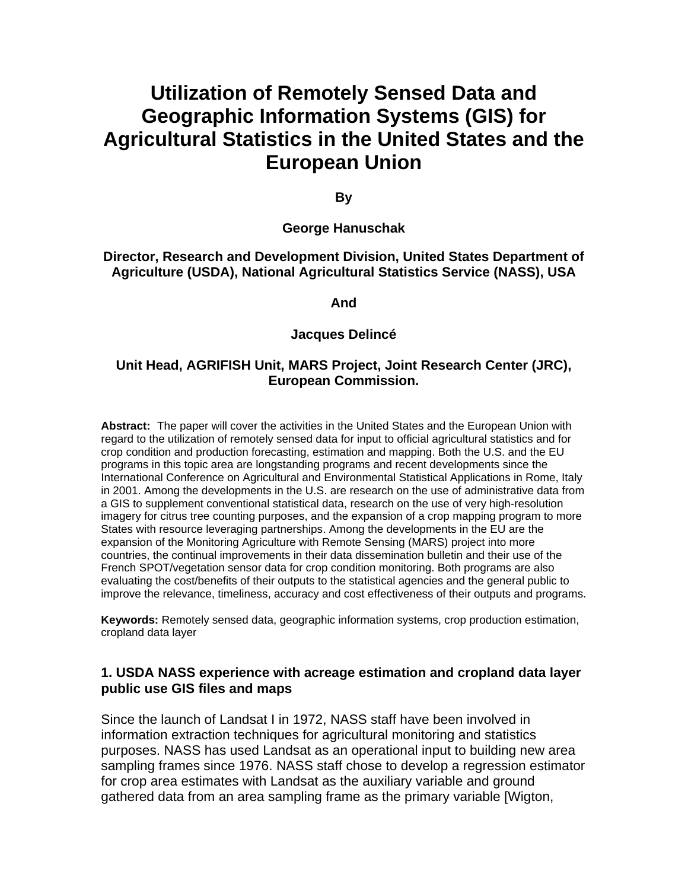# Utilization of Remotely Sensed Data and Geographic Information Systems (GIS) for Agricultural Statistics in the United States and the European Union

**By**

**George Hanuschak**

**Director, Research and Development Division, United States Department of Agriculture (USDA), National Agricultural Statistics Service (NASS), USA**

**And**

**Jacques Delincé**

**Unit Head, AGRIFISH Unit, MARS Project, Joint Research Center (JRC), European Commission.**

**Abstract:** The paper will cover the activities in the United States and the European Union with regard to the utilization of remotely sensed data for input to official agricultural statistics and for crop condition and production forecasting, estimation and mapping. Both the U.S. and the EU programs in this topic area are longstanding programs and recent developments since the International Conference on Agricultural and Environmental Statistical Applications in Rome, Italy in 2001. Among the developments in the U.S. are research on the use of administrative data from a GIS to supplement conventional statistical data, research on the use of very high-resolution imagery for citrus tree counting purposes, and the expansion of a crop mapping program to more States with resource leveraging partnerships. Among the developments in the EU are the expansion of the Monitoring Agriculture with Remote Sensing (MARS) project into more countries, the continual improvements in their data dissemination bulletin and their use of the French SPOT/vegetation sensor data for crop condition monitoring. Both programs are also evaluating the cost/benefits of their outputs to the statistical agencies and the general public to improve the relevance, timeliness, accuracy and cost effectiveness of their outputs and programs.

**Keywords:** Remotely sensed data, geographic information systems, crop production estimation, cropland data layer

### 1. USDA NASS experience with acreage estimation and cropland data layer public use GIS files and maps

Since the launch of Landsat I in 1972, NASS staff have been involved in information extraction techniques for agricultural monitoring and statistics purposes. NASS has used Landsat as an operational input to building new area sampling frames since 1976. NASS staff chose to develop a regression estimator for crop area estimates with Landsat as the auxiliary variable and ground gathered data from an area sampling frame as the primary variable [Wigton,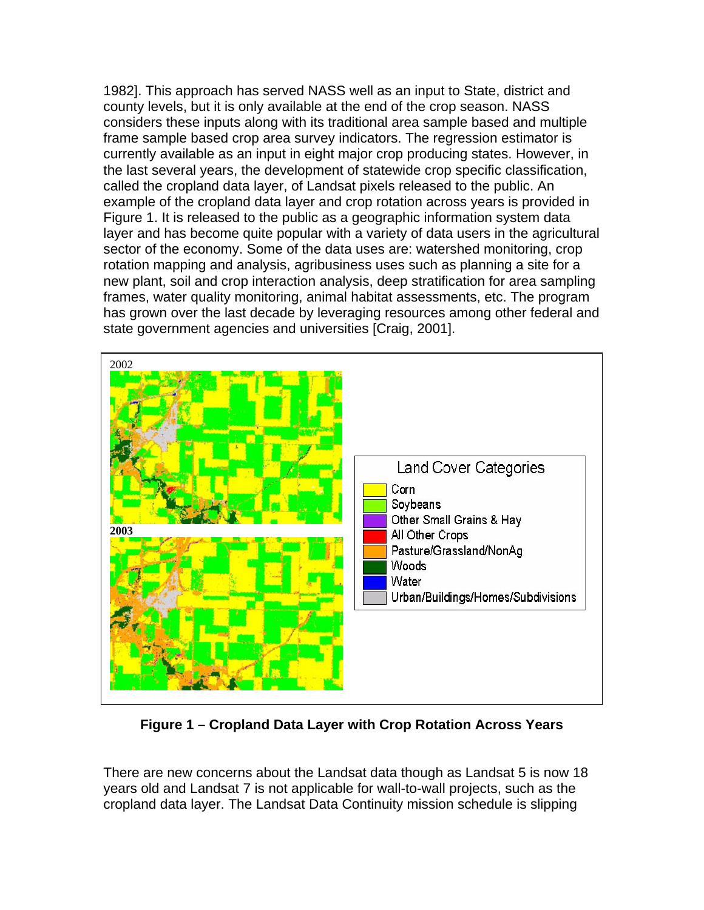1982]. This approach has served NASS well as an input to State, district and county levels, but it is only available at the end of the crop season. NASS considers these inputs along with its traditional area sample based and multiple frame sample based crop area survey indicators. The regression estimator is currently available as an input in eight major crop producing states. However, in the last several years, the development of statewide crop specific classification, called the cropland data layer, of Landsat pixels released to the public. An example of the cropland data layer and crop rotation across years is provided in Figure 1. It is released to the public as a geographic information system data layer and has become quite popular with a variety of data users in the agricultural sector of the economy. Some of the data uses are: watershed monitoring, crop rotation mapping and analysis, agribusiness uses such as planning a site for a new plant, soil and crop interaction analysis, deep stratification for area sampling frames, water quality monitoring, animal habitat assessments, etc. The program has grown over the last decade by leveraging resources among other federal and state government agencies and universities [Craig, 2001].

**Figure 1 – Cropland Data Layer with Crop Rotation Across Years**

There are new concerns about the Landsat data though as Landsat 5 is now 18 years old and Landsat 7 is not applicable for wall-to-wall projects, such as the cropland data layer. The Landsat Data Continuity mission schedule is slipping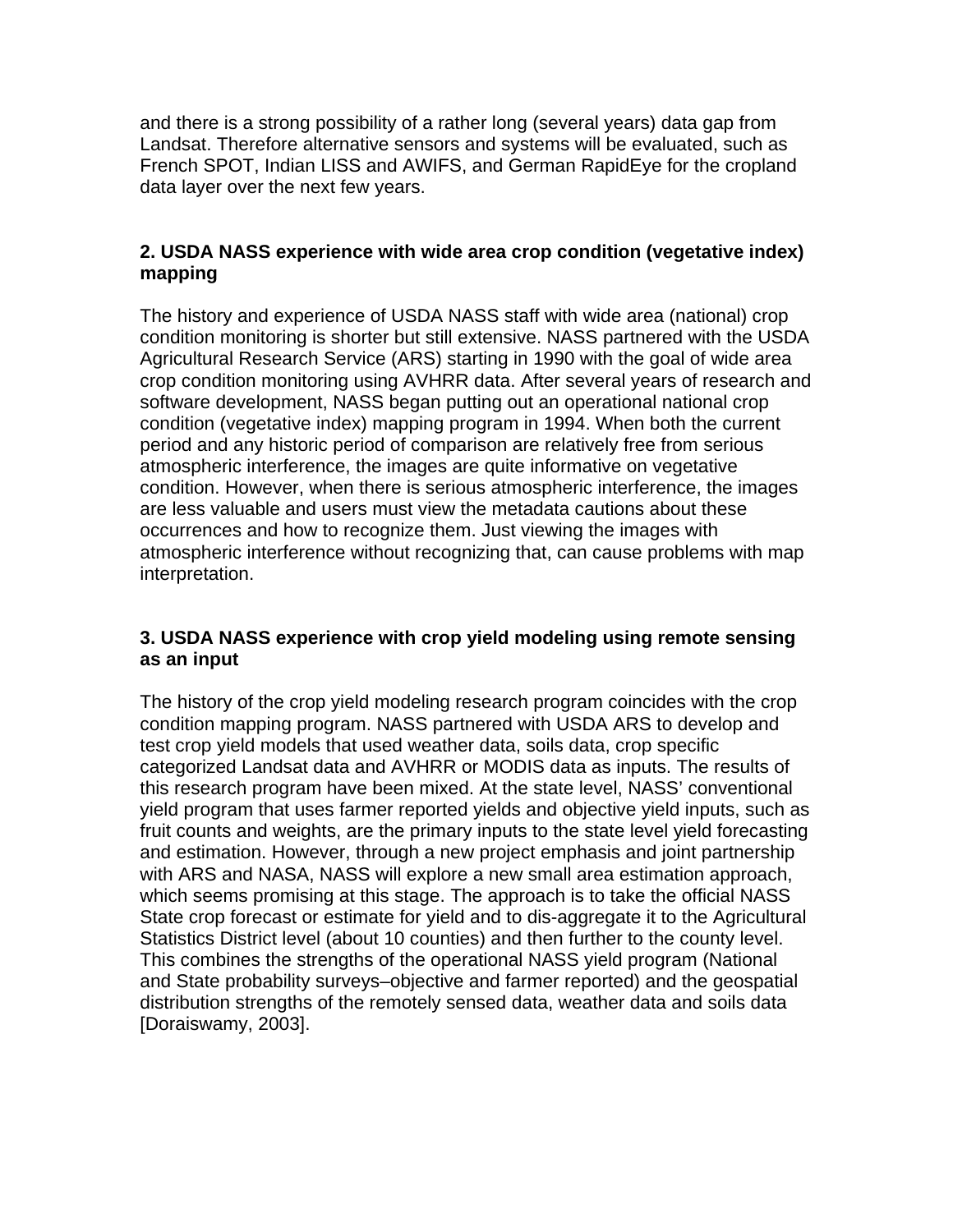and there is a strong possibility of a rather long (several years) data gap from Landsat. Therefore alternative sensors and systems will be evaluated, such as French SPOT, Indian LISS and AWIFS, and German RapidEye for the cropland data layer over the next few years.

## 2. USDA NASS experience with wide area crop condition (vegetative index) mapping

The history and experience of USDA NASS staff with wide area (national) crop condition monitoring is shorter but still extensive. NASS partnered with the USDA Agricultural Research Service (ARS) starting in 1990 with the goal of wide area crop condition monitoring using AVHRR data. After several years of research and software development, NASS began putting out an operational national crop condition (vegetative index) mapping program in 1994. When both the current period and any historic period of comparison are relatively free from serious atmospheric interference, the images are quite informative on vegetative condition. However, when there is serious atmospheric interference, the images are less valuable and users must view the metadata cautions about these occurrences and how to recognize them. Just viewing the images with atmospheric interference without recognizing that, can cause problems with map interpretation.

## 3. USDA NASS experience with crop yield modeling using remote sensing as an input

The history of the crop yield modeling research program coincides with the crop condition mapping program. NASS partnered with USDA ARS to develop and test crop yield models that used weather data, soils data, crop specific categorized Landsat data and AVHRR or MODIS data as inputs. The results of this research program have been mixed. At the state level, NASS' conventional yield program that uses farmer reported yields and objective yield inputs, such as fruit counts and weights, are the primary inputs to the state level yield forecasting and estimation. However, through a new project emphasis and joint partnership with ARS and NASA, NASS will explore a new small area estimation approach, which seems promising at this stage. The approach is to take the official NASS State crop forecast or estimate for yield and to dis-aggregate it to the Agricultural Statistics District level (about 10 counties) and then further to the county level. This combines the strengths of the operational NASS yield program (National and State probability surveys–objective and farmer reported) and the geospatial distribution strengths of the remotely sensed data, weather data and soils data [Doraiswamy, 2003].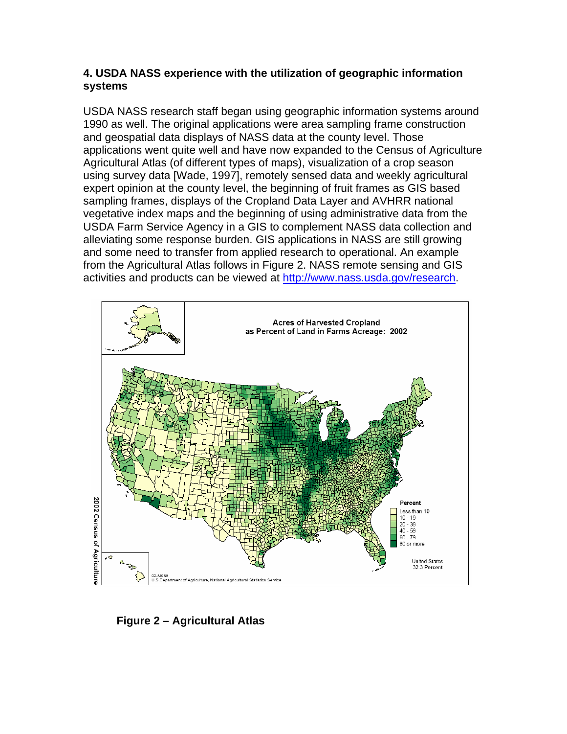## 4. USDA NASS experience with the utilization of geographic information systems

USDA NASS research staff began using geographic information systems around 1990 as well. The original applications were area sampling frame construction and geospatial data displays of NASS data at the county level. Those applications went quite well and have now expanded to the Census of Agriculture Agricultural Atlas (of different types of maps), visualization of a crop season using survey data [Wade, 1997], remotely sensed data and weekly agricultural expert opinion at the county level, the beginning of fruit frames as GIS based sampling frames, displays of the Cropland Data Layer and AVHRR national vegetative index maps and the beginning of using administrative data from the USDA Farm Service Agency in a GIS to complement NASS data collection and alleviating some response burden. GIS applications in NASS are still growing and some need to transfer from applied research to operational. An example from the Agricultural Atlas follows in Figure 2. NASS remote sensing and GIS activities and products can be viewed at http://www.nass.usda.gov/research.

**Figure 2 – Agricultural Atlas**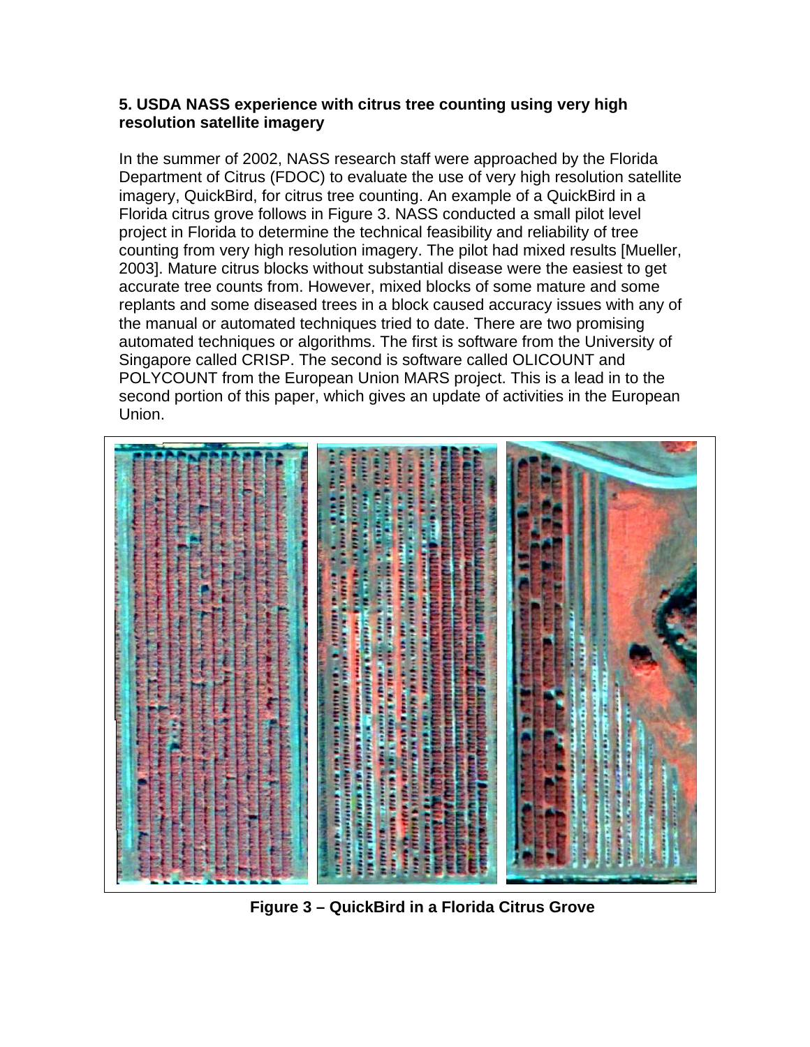## 5. USDA NASS experience with citrus tree counting using very high resolution satellite imagery

In the summer of 2002, NASS research staff were approached by the Florida Department of Citrus (FDOC) to evaluate the use of very high resolution satellite imagery, QuickBird, for citrus tree counting. An example of a QuickBird in a Florida citrus grove follows in Figure 3. NASS conducted a small pilot level project in Florida to determine the technical feasibility and reliability of tree counting from very high resolution imagery. The pilot had mixed results [Mueller, 2003]. Mature citrus blocks without substantial disease were the easiest to get accurate tree counts from. However, mixed blocks of some mature and some replants and some diseased trees in a block caused accuracy issues with any of the manual or automated techniques tried to date. There are two promising automated techniques or algorithms. The first is software from the University of Singapore called CRISP. The second is software called OLICOUNT and POLYCOUNT from the European Union MARS project. This is a lead in to the second portion of this paper, which gives an update of activities in the European Union.

**Figure 3 – QuickBird in a Florida Citrus Grove**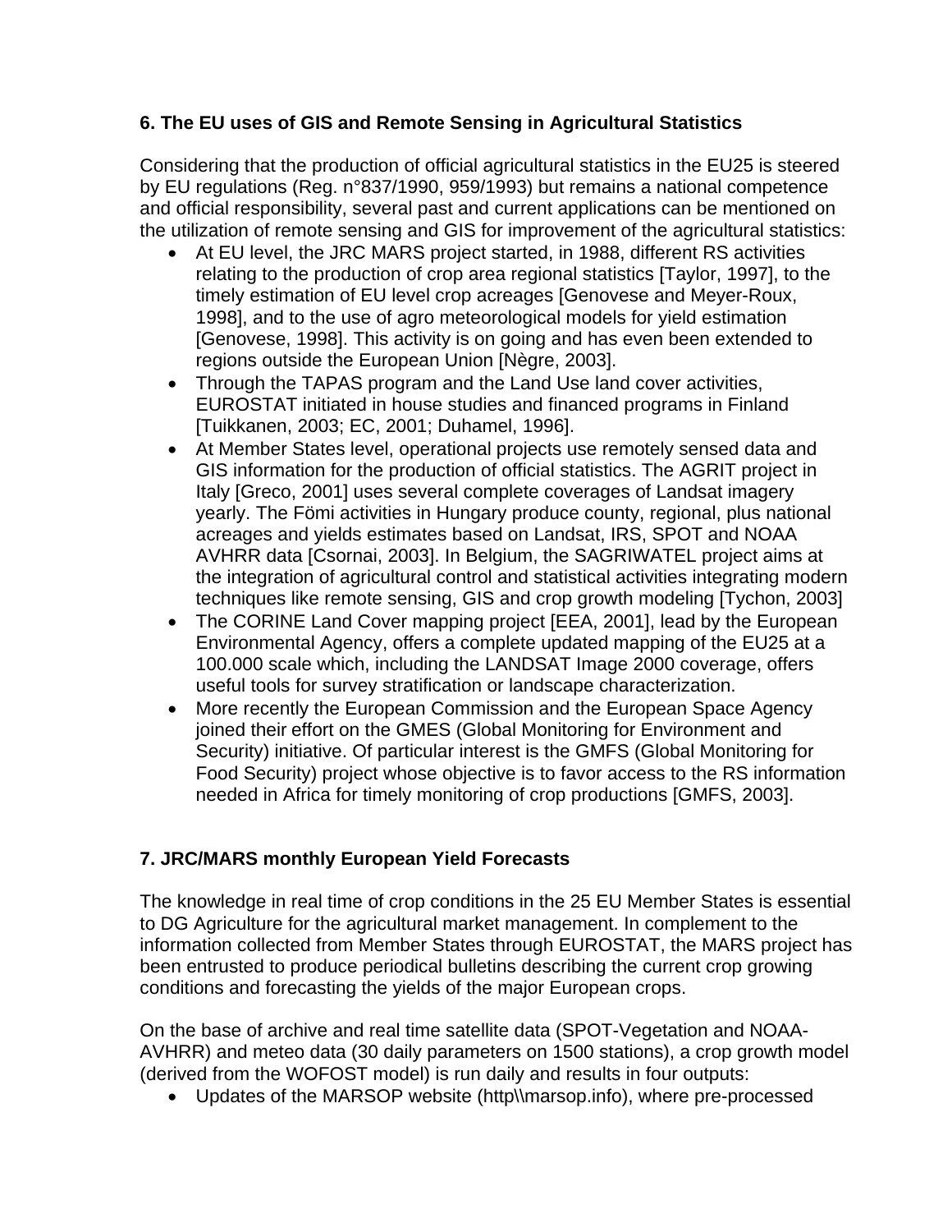## 6. The EU uses of GIS and Remote Sensing in Agricultural Statistics

Considering that the production of official agricultural statistics in the EU25 is steered by EU regulations (Reg. n°837/1990, 959/1993) but remains a national competence and official responsibility, several past and current applications can be mentioned on the utilization of remote sensing and GIS for improvement of the agricultural statistics:

- At EU level, the JRC MARS project started, in 1988, different RS activities relating to the production of crop area regional statistics [Taylor, 1997], to the timely estimation of EU level crop acreages [Genovese and Meyer-Roux, 1998], and to the use of agro meteorological models for yield estimation [Genovese, 1998]. This activity is on going and has even been extended to regions outside the European Union [Nègre, 2003].
- Through the TAPAS program and the Land Use land cover activities, EUROSTAT initiated in house studies and financed programs in Finland [Tuikkanen, 2003; EC, 2001; Duhamel, 1996].
- At Member States level, operational projects use remotely sensed data and GIS information for the production of official statistics. The AGRIT project in Italy [Greco, 2001] uses several complete coverages of Landsat imagery yearly. The Fömi activities in Hungary produce county, regional, plus national acreages and yields estimates based on Landsat, IRS, SPOT and NOAA AVHRR data [Csornai, 2003]. In Belgium, the SAGRIWATEL project aims at the integration of agricultural control and statistical activities integrating modern techniques like remote sensing, GIS and crop growth modeling [Tychon, 2003]
- The CORINE Land Cover mapping project [EEA, 2001], lead by the European Environmental Agency, offers a complete updated mapping of the EU25 at a 100.000 scale which, including the LANDSAT Image 2000 coverage, offers useful tools for survey stratification or landscape characterization.
- More recently the European Commission and the European Space Agency joined their effort on the GMES (Global Monitoring for Environment and Security) initiative. Of particular interest is the GMFS (Global Monitoring for Food Security) project whose objective is to favor access to the RS information needed in Africa for timely monitoring of crop productions [GMFS, 2003].

## 7. JRC/MARS monthly European Yield Forecasts

The knowledge in real time of crop conditions in the 25 EU Member States is essential to DG Agriculture for the agricultural market management. In complement to the information collected from Member States through EUROSTAT, the MARS project has been entrusted to produce periodical bulletins describing the current crop growing conditions and forecasting the yields of the major European crops.

On the base of archive and real time satellite data (SPOT-Vegetation and NOAA-AVHRR) and meteo data (30 daily parameters on 1500 stations), a crop growth model (derived from the WOFOST model) is run daily and results in four outputs:

- Updates of the MARSOP website (http\\marsop.info), where pre-processed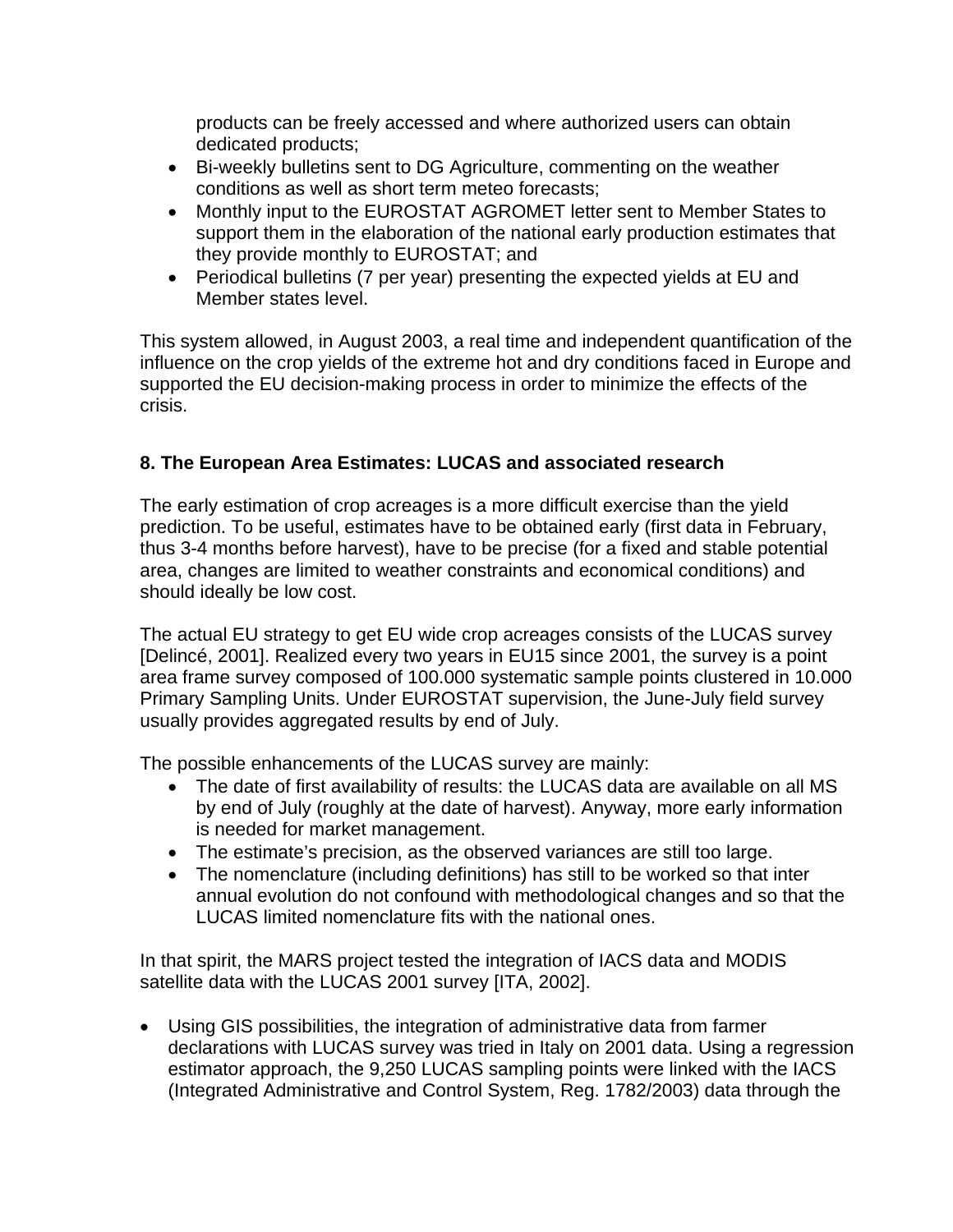products can be freely accessed and where authorized users can obtain dedicated products;

- Bi-weekly bulletins sent to DG Agriculture, commenting on the weather conditions as well as short term meteo forecasts;
- Monthly input to the EUROSTAT AGROMET letter sent to Member States to support them in the elaboration of the national early production estimates that they provide monthly to EUROSTAT; and
- Periodical bulletins (7 per year) presenting the expected yields at EU and Member states level.

This system allowed, in August 2003, a real time and independent quantification of the influence on the crop yields of the extreme hot and dry conditions faced in Europe and supported the EU decision-making process in order to minimize the effects of the crisis.

## 8. The European Area Estimates: LUCAS and associated research

The early estimation of crop acreages is a more difficult exercise than the yield prediction. To be useful, estimates have to be obtained early (first data in February, thus 3-4 months before harvest), have to be precise (for a fixed and stable potential area, changes are limited to weather constraints and economical conditions) and should ideally be low cost.

The actual EU strategy to get EU wide crop acreages consists of the LUCAS survey [Delincé, 2001]. Realized every two years in EU15 since 2001, the survey is a point area frame survey composed of 100.000 systematic sample points clustered in 10.000 Primary Sampling Units. Under EUROSTAT supervision, the June-July field survey usually provides aggregated results by end of July.

The possible enhancements of the LUCAS survey are mainly:

- The date of first availability of results: the LUCAS data are available on all MS by end of July (roughly at the date of harvest). Anyway, more early information is needed for market management.
- The estimate's precision, as the observed variances are still too large.
- The nomenclature (including definitions) has still to be worked so that inter annual evolution do not confound with methodological changes and so that the LUCAS limited nomenclature fits with the national ones.

In that spirit, the MARS project tested the integration of IACS data and MODIS satellite data with the LUCAS 2001 survey [ITA, 2002].

- Using GIS possibilities, the integration of administrative data from farmer declarations with LUCAS survey was tried in Italy on 2001 data. Using a regression estimator approach, the 9,250 LUCAS sampling points were linked with the IACS (Integrated Administrative and Control System, Reg. 1782/2003) data through the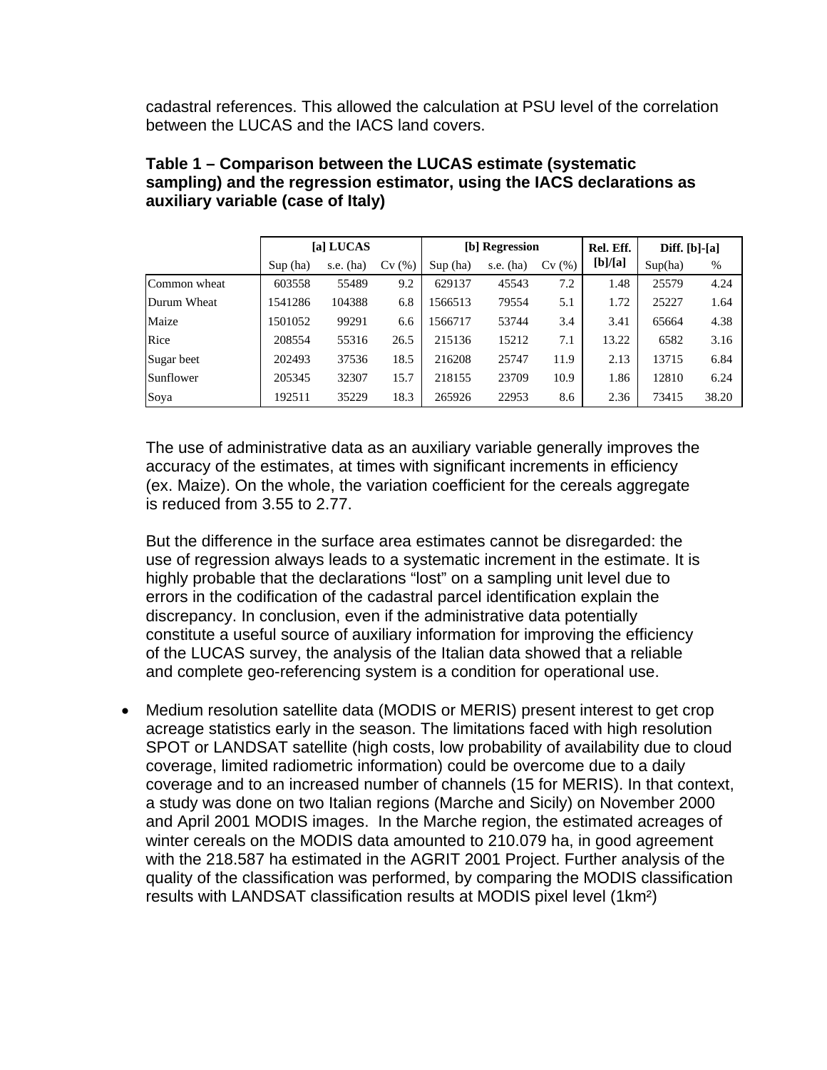cadastral references. This allowed the calculation at PSU level of the correlation between the LUCAS and the IACS land covers.

**Table 1 – Comparison between the LUCAS estimate (systematic sampling) and the regression estimator, using the IACS declarations as auxiliary variable (case of Italy)**

| | [a] LUCAS | | | [b] Regression | | | Rel. Eff. [b]/[a] | Diff. [b]-[a] | |
|---|---|---|---|---|---|---|---|---|---|
| | Sup (ha) | s.e. (ha) | Cv (%) | Sup (ha) | s.e. (ha) | Cv (%) | | Sup(ha) | % |
| Common wheat | 603558 | 55489 | 9.2 | 629137 | 45543 | 7.2 | 1.48 | 25579 | 4.24 |
| Durum Wheat | 1541286 | 104388 | 6.8 | 1566513 | 79554 | 5.1 | 1.72 | 25227 | 1.64 |
| Maize | 1501052 | 99291 | 6.6 | 1566717 | 53744 | 3.4 | 3.41 | 65664 | 4.38 |
| Rice | 208554 | 55316 | 26.5 | 215136 | 15212 | 7.1 | 13.22 | 6582 | 3.16 |
| Sugar beet | 202493 | 37536 | 18.5 | 216208 | 25747 | 11.9 | 2.13 | 13715 | 6.84 |
| Sunflower | 205345 | 32307 | 15.7 | 218155 | 23709 | 10.9 | 1.86 | 12810 | 6.24 |
| Soya | 192511 | 35229 | 18.3 | 265926 | 22953 | 8.6 | 2.36 | 73415 | 38.20 |

The use of administrative data as an auxiliary variable generally improves the accuracy of the estimates, at times with significant increments in efficiency (ex. Maize). On the whole, the variation coefficient for the cereals aggregate is reduced from 3.55 to 2.77.

But the difference in the surface area estimates cannot be disregarded: the use of regression always leads to a systematic increment in the estimate. It is highly probable that the declarations "lost" on a sampling unit level due to errors in the codification of the cadastral parcel identification explain the discrepancy. In conclusion, even if the administrative data potentially constitute a useful source of auxiliary information for improving the efficiency of the LUCAS survey, the analysis of the Italian data showed that a reliable and complete geo-referencing system is a condition for operational use.

- Medium resolution satellite data (MODIS or MERIS) present interest to get crop acreage statistics early in the season. The limitations faced with high resolution SPOT or LANDSAT satellite (high costs, low probability of availability due to cloud coverage, limited radiometric information) could be overcome due to a daily coverage and to an increased number of channels (15 for MERIS). In that context, a study was done on two Italian regions (Marche and Sicily) on November 2000 and April 2001 MODIS images. In the Marche region, the estimated acreages of winter cereals on the MODIS data amounted to 210.079 ha, in good agreement with the 218.587 ha estimated in the AGRIT 2001 Project. Further analysis of the quality of the classification was performed, by comparing the MODIS classification results with LANDSAT classification results at MODIS pixel level (1km²)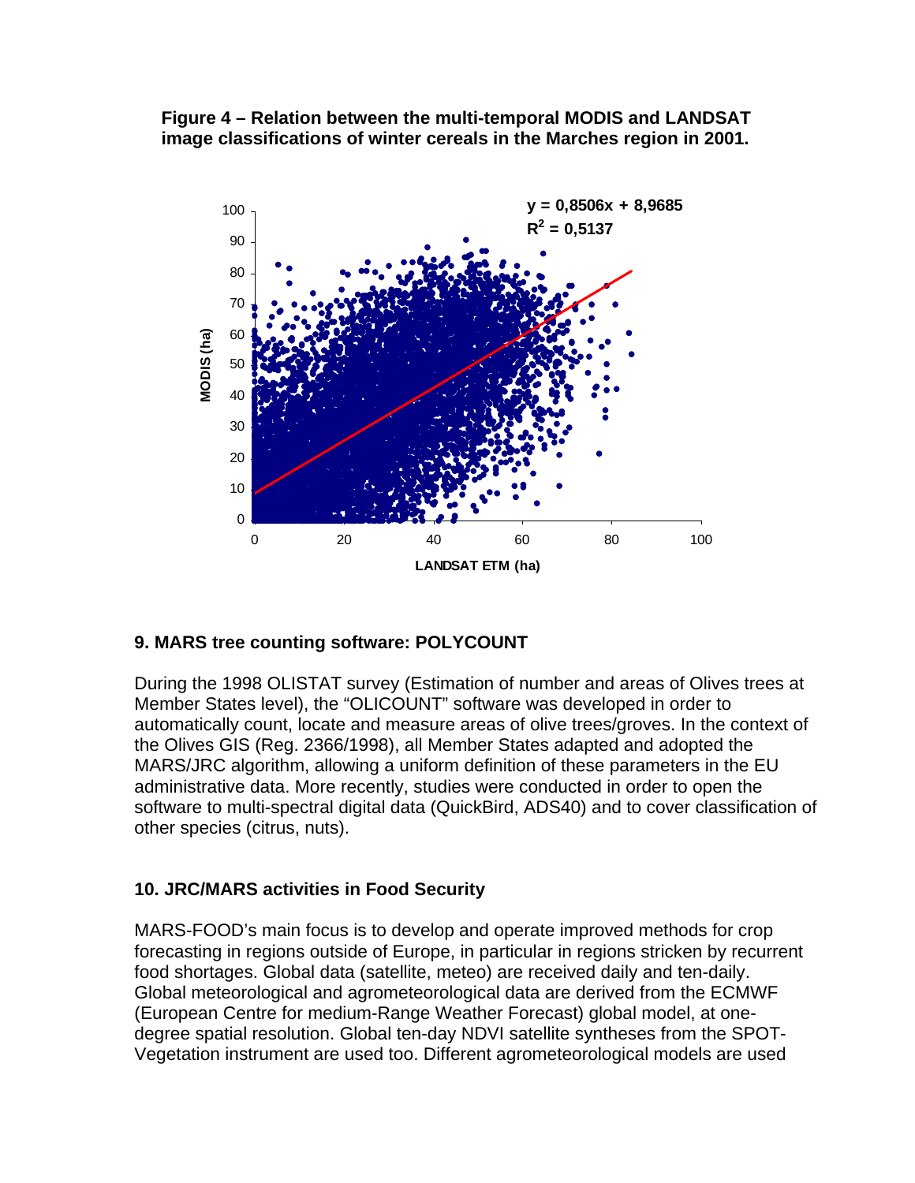**Figure 4 – Relation between the multi-temporal MODIS and LANDSAT image classifications of winter cereals in the Marches region in 2001.**

$y = 0{,}8506x + 8{,}9685$

$R^2 = 0{,}5137$

## 9. MARS tree counting software: POLYCOUNT

During the 1998 OLISTAT survey (Estimation of number and areas of Olives trees at Member States level), the "OLICOUNT" software was developed in order to automatically count, locate and measure areas of olive trees/groves. In the context of the Olives GIS (Reg. 2366/1998), all Member States adapted and adopted the MARS/JRC algorithm, allowing a uniform definition of these parameters in the EU administrative data. More recently, studies were conducted in order to open the software to multi-spectral digital data (QuickBird, ADS40) and to cover classification of other species (citrus, nuts).

## 10. JRC/MARS activities in Food Security

MARS-FOOD's main focus is to develop and operate improved methods for crop forecasting in regions outside of Europe, in particular in regions stricken by recurrent food shortages. Global data (satellite, meteo) are received daily and ten-daily. Global meteorological and agrometeorological data are derived from the ECMWF (European Centre for medium-Range Weather Forecast) global model, at one-degree spatial resolution. Global ten-day NDVI satellite syntheses from the SPOT-Vegetation instrument are used too. Different agrometeorological models are used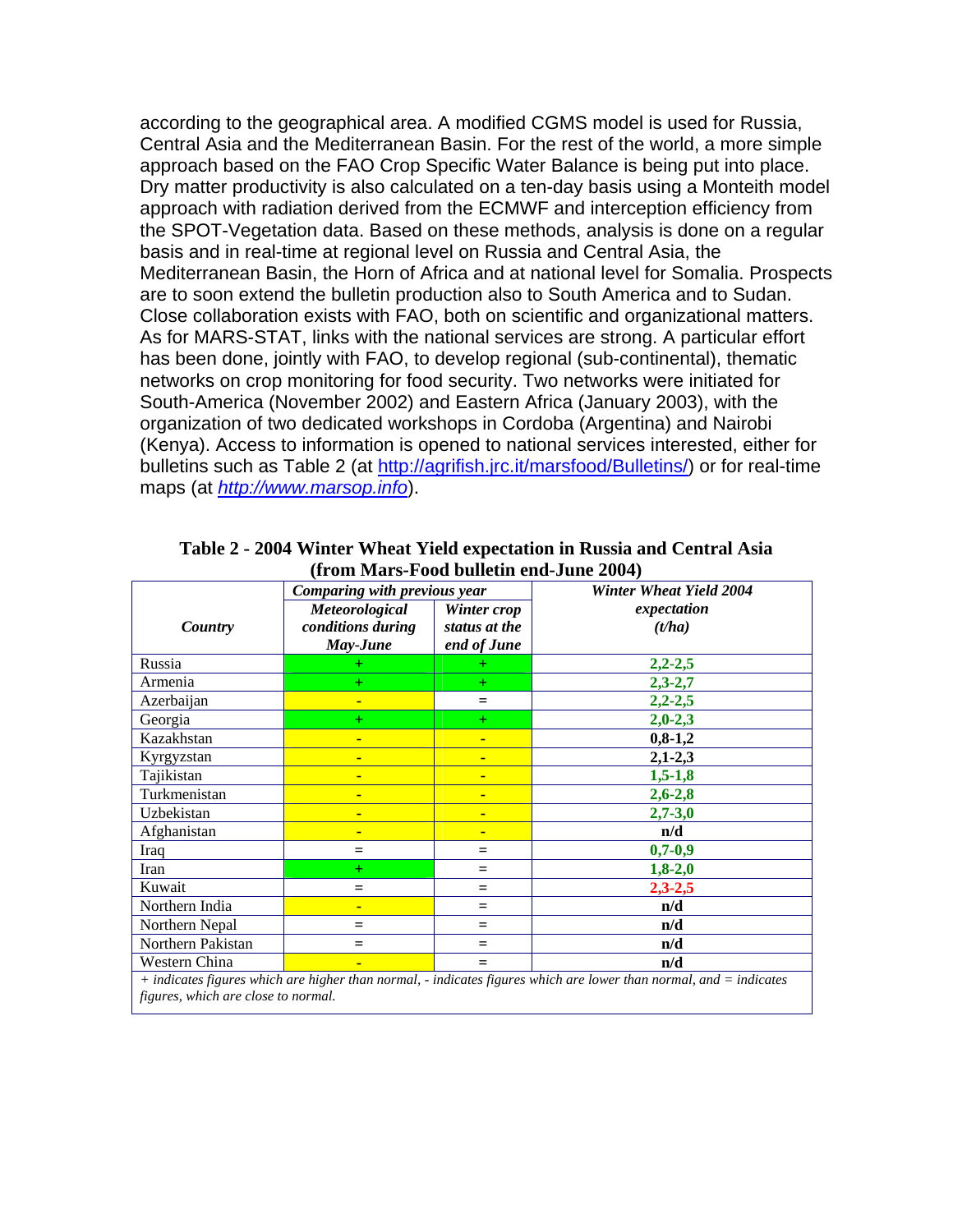according to the geographical area. A modified CGMS model is used for Russia, Central Asia and the Mediterranean Basin. For the rest of the world, a more simple approach based on the FAO Crop Specific Water Balance is being put into place. Dry matter productivity is also calculated on a ten-day basis using a Monteith model approach with radiation derived from the ECMWF and interception efficiency from the SPOT-Vegetation data. Based on these methods, analysis is done on a regular basis and in real-time at regional level on Russia and Central Asia, the Mediterranean Basin, the Horn of Africa and at national level for Somalia. Prospects are to soon extend the bulletin production also to South America and to Sudan. Close collaboration exists with FAO, both on scientific and organizational matters. As for MARS-STAT, links with the national services are strong. A particular effort has been done, jointly with FAO, to develop regional (sub-continental), thematic networks on crop monitoring for food security. Two networks were initiated for South-America (November 2002) and Eastern Africa (January 2003), with the organization of two dedicated workshops in Cordoba (Argentina) and Nairobi (Kenya). Access to information is opened to national services interested, either for bulletins such as Table 2 (at http://agrifish.jrc.it/marsfood/Bulletins/) or for real-time maps (at *http://www.marsop.info*).

**Table 2 - 2004 Winter Wheat Yield expectation in Russia and Central Asia (from Mars-Food bulletin end-June 2004)**

| *Country* | *Comparing with previous year* | | *Winter Wheat Yield 2004 expectation (t/ha)* |
|---|---|---|---|
| | *Meteorological conditions during May-June* | *Winter crop status at the end of June* | |
| Russia | + | + | **2,2-2,5** |
| Armenia | + | + | **2,3-2,7** |
| Azerbaijan | - | = | **2,2-2,5** |
| Georgia | + | + | **2,0-2,3** |
| Kazakhstan | - | - | **0,8-1,2** |
| Kyrgyzstan | - | - | **2,1-2,3** |
| Tajikistan | - | - | **1,5-1,8** |
| Turkmenistan | - | - | **2,6-2,8** |
| Uzbekistan | - | - | **2,7-3,0** |
| Afghanistan | - | - | **n/d** |
| Iraq | = | = | **0,7-0,9** |
| Iran | + | = | **1,8-2,0** |
| Kuwait | = | = | **2,3-2,5** |
| Northern India | - | = | **n/d** |
| Northern Nepal | = | = | **n/d** |
| Northern Pakistan | = | = | **n/d** |
| Western China | - | = | **n/d** |

*+ indicates figures which are higher than normal, - indicates figures which are lower than normal, and = indicates figures, which are close to normal.*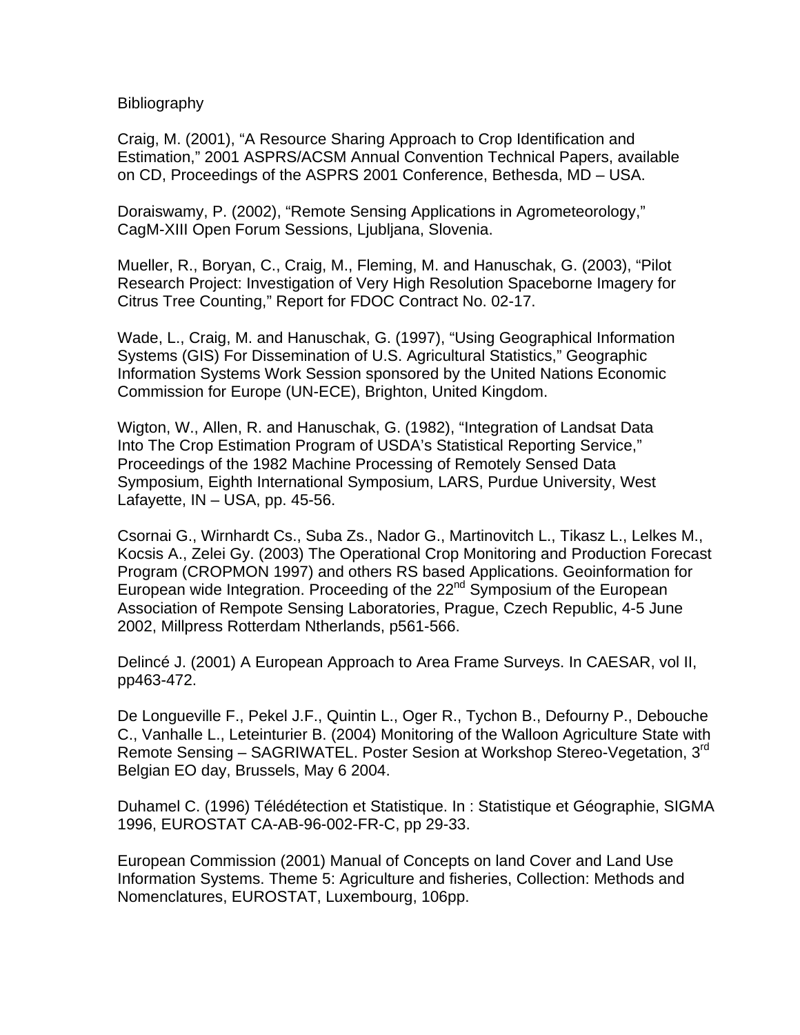# Bibliography

Craig, M. (2001), "A Resource Sharing Approach to Crop Identification and Estimation," 2001 ASPRS/ACSM Annual Convention Technical Papers, available on CD, Proceedings of the ASPRS 2001 Conference, Bethesda, MD – USA.

Doraiswamy, P. (2002), "Remote Sensing Applications in Agrometeorology," CagM-XIII Open Forum Sessions, Ljubljana, Slovenia.

Mueller, R., Boryan, C., Craig, M., Fleming, M. and Hanuschak, G. (2003), "Pilot Research Project: Investigation of Very High Resolution Spaceborne Imagery for Citrus Tree Counting," Report for FDOC Contract No. 02-17.

Wade, L., Craig, M. and Hanuschak, G. (1997), "Using Geographical Information Systems (GIS) For Dissemination of U.S. Agricultural Statistics," Geographic Information Systems Work Session sponsored by the United Nations Economic Commission for Europe (UN-ECE), Brighton, United Kingdom.

Wigton, W., Allen, R. and Hanuschak, G. (1982), "Integration of Landsat Data Into The Crop Estimation Program of USDA's Statistical Reporting Service," Proceedings of the 1982 Machine Processing of Remotely Sensed Data Symposium, Eighth International Symposium, LARS, Purdue University, West Lafayette, IN – USA, pp. 45-56.

Csornai G., Wirnhardt Cs., Suba Zs., Nador G., Martinovitch L., Tikasz L., Lelkes M., Kocsis A., Zelei Gy. (2003) The Operational Crop Monitoring and Production Forecast Program (CROPMON 1997) and others RS based Applications. Geoinformation for European wide Integration. Proceeding of the 22nd Symposium of the European Association of Rempote Sensing Laboratories, Prague, Czech Republic, 4-5 June 2002, Millpress Rotterdam Ntherlands, p561-566.

Delincé J. (2001) A European Approach to Area Frame Surveys. In CAESAR, vol II, pp463-472.

De Longueville F., Pekel J.F., Quintin L., Oger R., Tychon B., Defourny P., Debouche C., Vanhalle L., Leteinturier B. (2004) Monitoring of the Walloon Agriculture State with Remote Sensing – SAGRIWATEL. Poster Sesion at Workshop Stereo-Vegetation, 3rd Belgian EO day, Brussels, May 6 2004.

Duhamel C. (1996) Télédétection et Statistique. In : Statistique et Géographie, SIGMA 1996, EUROSTAT CA-AB-96-002-FR-C, pp 29-33.

European Commission (2001) Manual of Concepts on land Cover and Land Use Information Systems. Theme 5: Agriculture and fisheries, Collection: Methods and Nomenclatures, EUROSTAT, Luxembourg, 106pp.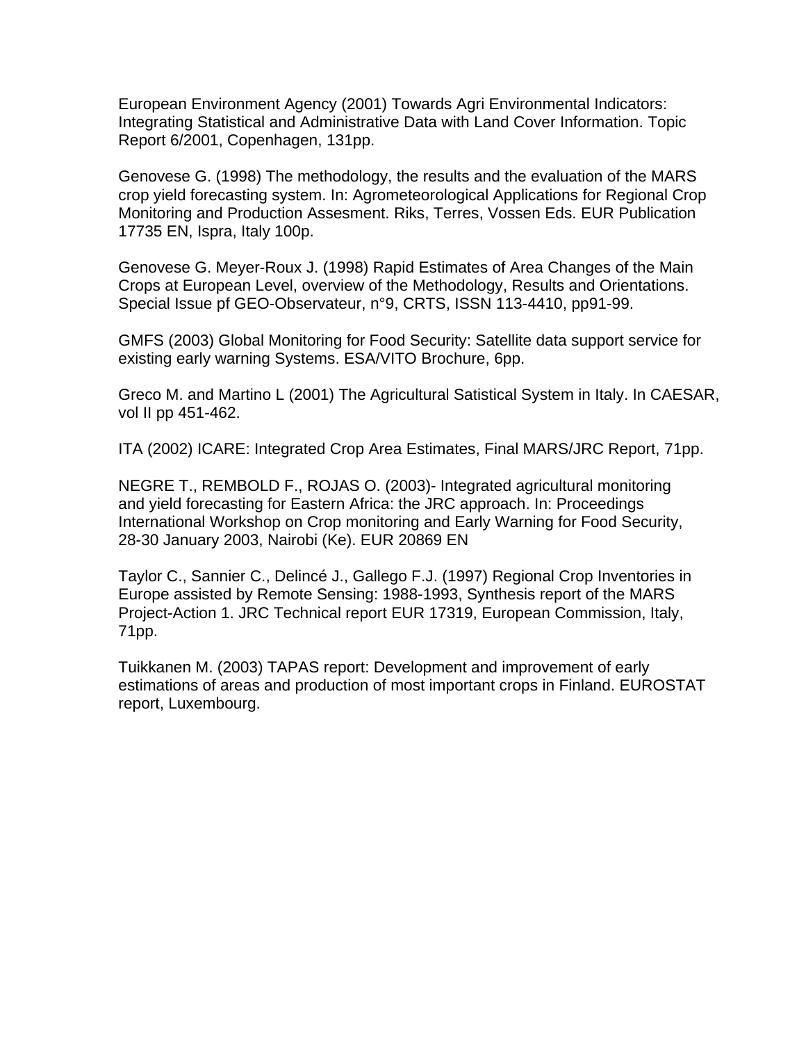European Environment Agency (2001) Towards Agri Environmental Indicators: Integrating Statistical and Administrative Data with Land Cover Information. Topic Report 6/2001, Copenhagen, 131pp.

Genovese G. (1998) The methodology, the results and the evaluation of the MARS crop yield forecasting system. In: Agrometeorological Applications for Regional Crop Monitoring and Production Assesment. Riks, Terres, Vossen Eds. EUR Publication 17735 EN, Ispra, Italy 100p.

Genovese G. Meyer-Roux J. (1998) Rapid Estimates of Area Changes of the Main Crops at European Level, overview of the Methodology, Results and Orientations. Special Issue pf GEO-Observateur, n°9, CRTS, ISSN 113-4410, pp91-99.

GMFS (2003) Global Monitoring for Food Security: Satellite data support service for existing early warning Systems. ESA/VITO Brochure, 6pp.

Greco M. and Martino L (2001) The Agricultural Satistical System in Italy. In CAESAR, vol II pp 451-462.

ITA (2002) ICARE: Integrated Crop Area Estimates, Final MARS/JRC Report, 71pp.

NEGRE T., REMBOLD F., ROJAS O. (2003)- Integrated agricultural monitoring and yield forecasting for Eastern Africa: the JRC approach. In: Proceedings International Workshop on Crop monitoring and Early Warning for Food Security, 28-30 January 2003, Nairobi (Ke). EUR 20869 EN

Taylor C., Sannier C., Delincé J., Gallego F.J. (1997) Regional Crop Inventories in Europe assisted by Remote Sensing: 1988-1993, Synthesis report of the MARS Project-Action 1. JRC Technical report EUR 17319, European Commission, Italy, 71pp.

Tuikkanen M. (2003) TAPAS report: Development and improvement of early estimations of areas and production of most important crops in Finland. EUROSTAT report, Luxembourg.